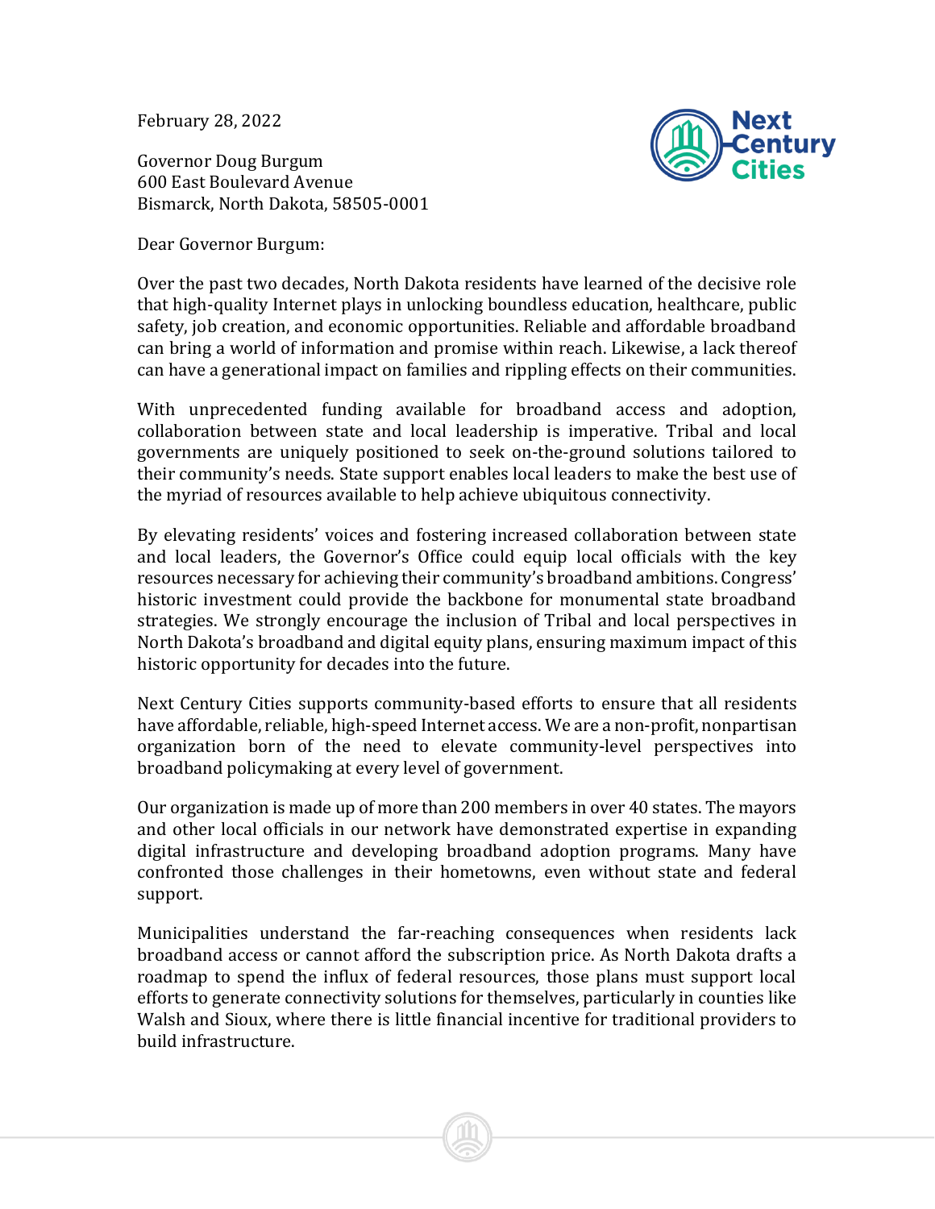February 28, 2022

Governor Doug Burgum
600 East Boulevard Avenue
Bismarck, North Dakota, 58505-0001

Dear Governor Burgum:

Over the past two decades, North Dakota residents have learned of the decisive role that high-quality Internet plays in unlocking boundless education, healthcare, public safety, job creation, and economic opportunities. Reliable and affordable broadband can bring a world of information and promise within reach. Likewise, a lack thereof can have a generational impact on families and rippling effects on their communities.

With unprecedented funding available for broadband access and adoption, collaboration between state and local leadership is imperative. Tribal and local governments are uniquely positioned to seek on-the-ground solutions tailored to their community's needs. State support enables local leaders to make the best use of the myriad of resources available to help achieve ubiquitous connectivity.

By elevating residents' voices and fostering increased collaboration between state and local leaders, the Governor's Office could equip local officials with the key resources necessary for achieving their community's broadband ambitions. Congress' historic investment could provide the backbone for monumental state broadband strategies. We strongly encourage the inclusion of Tribal and local perspectives in North Dakota's broadband and digital equity plans, ensuring maximum impact of this historic opportunity for decades into the future.

Next Century Cities supports community-based efforts to ensure that all residents have affordable, reliable, high-speed Internet access. We are a non-profit, nonpartisan organization born of the need to elevate community-level perspectives into broadband policymaking at every level of government.

Our organization is made up of more than 200 members in over 40 states. The mayors and other local officials in our network have demonstrated expertise in expanding digital infrastructure and developing broadband adoption programs. Many have confronted those challenges in their hometowns, even without state and federal support.

Municipalities understand the far-reaching consequences when residents lack broadband access or cannot afford the subscription price. As North Dakota drafts a roadmap to spend the influx of federal resources, those plans must support local efforts to generate connectivity solutions for themselves, particularly in counties like Walsh and Sioux, where there is little financial incentive for traditional providers to build infrastructure.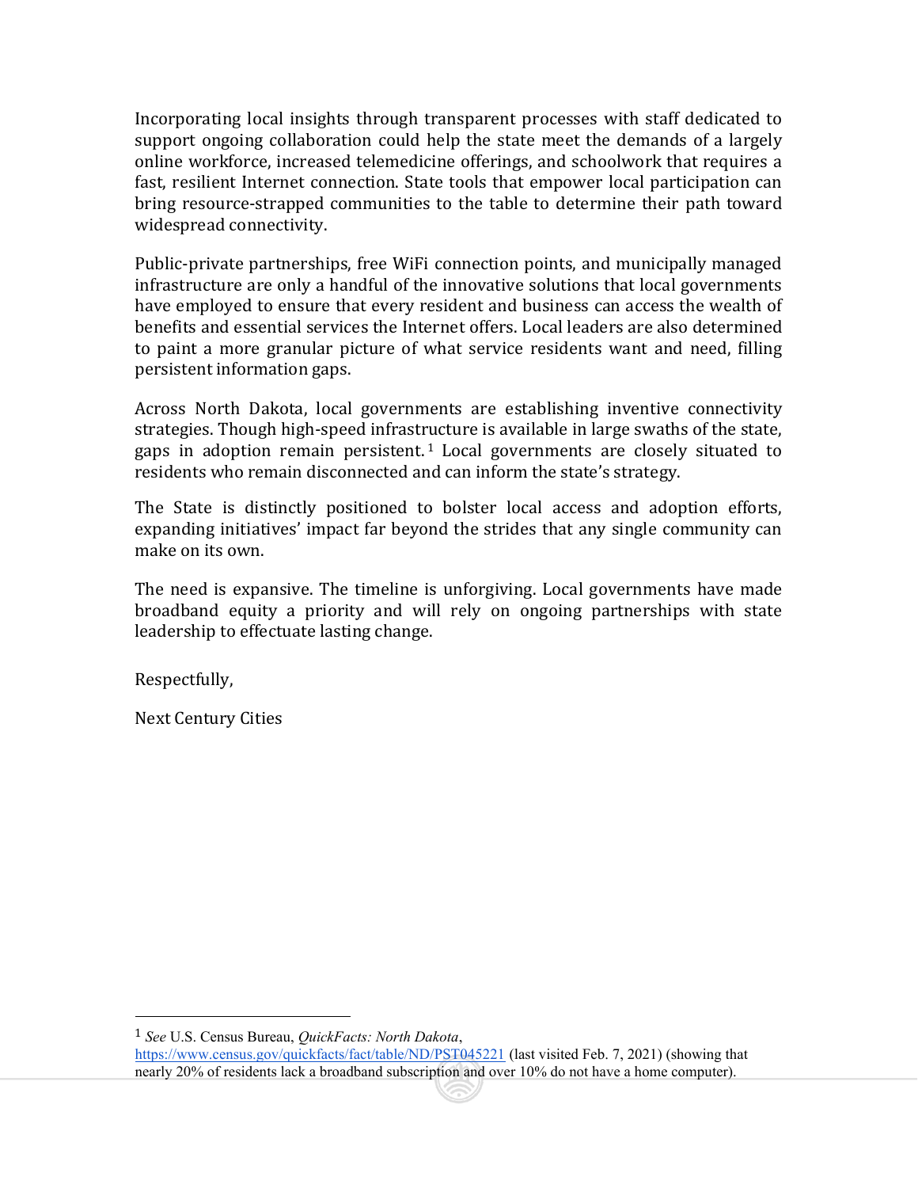Incorporating local insights through transparent processes with staff dedicated to support ongoing collaboration could help the state meet the demands of a largely online workforce, increased telemedicine offerings, and schoolwork that requires a fast, resilient Internet connection. State tools that empower local participation can bring resource-strapped communities to the table to determine their path toward widespread connectivity.

Public-private partnerships, free WiFi connection points, and municipally managed infrastructure are only a handful of the innovative solutions that local governments have employed to ensure that every resident and business can access the wealth of benefits and essential services the Internet offers. Local leaders are also determined to paint a more granular picture of what service residents want and need, filling persistent information gaps.

Across North Dakota, local governments are establishing inventive connectivity strategies. Though high-speed infrastructure is available in large swaths of the state, gaps in adoption remain persistent.[1] Local governments are closely situated to residents who remain disconnected and can inform the state's strategy.

The State is distinctly positioned to bolster local access and adoption efforts, expanding initiatives' impact far beyond the strides that any single community can make on its own.

The need is expansive. The timeline is unforgiving. Local governments have made broadband equity a priority and will rely on ongoing partnerships with state leadership to effectuate lasting change.

Respectfully,

Next Century Cities

---

[1] *See* U.S. Census Bureau, *QuickFacts: North Dakota*, https://www.census.gov/quickfacts/fact/table/ND/PST045221 (last visited Feb. 7, 2021) (showing that nearly 20% of residents lack a broadband subscription and over 10% do not have a home computer).